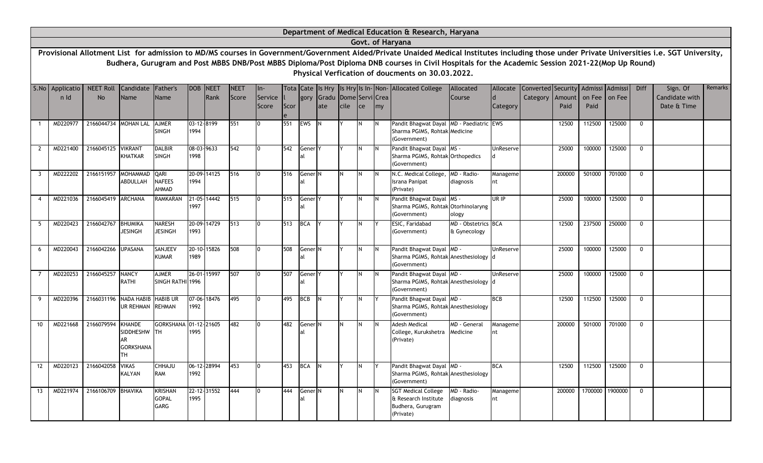# Department of Medical Education & Research, Haryana

## Govt. of Haryana

**Provisional Allotment List for admission to MD/MS courses in Government/Government Aided/Private Unaided Medical Institutes including those under Private Universities i.e. SGT University, Budhera, Gurugram and Post MBBS DNB/Post MBBS Diploma/Post Diploma DNB courses in Civil Hospitals for the Academic Session 2021-22(Mop Up Round)**

**Physical Verfication of doucments on 30.03.2022.**

| S.No | Application Id | NEET Roll No | Candidate Name | Father's Name | DOB | NEET Rank | NEET Score | In-Service Score | Total Score | Category | Is Hry Graduate | Is Hry Domecile | Is In-Service | Non-Creamy | Allocated College | Allocated Course | Allocated Category | Converted Category | Security Amount Paid | Admission Fee Paid | Admission Fee | Diff | Sign. Of Candidate with Date & Time | Remarks |
|---|---|---|---|---|---|---|---|---|---|---|---|---|---|---|---|---|---|---|---|---|---|---|---|---|
| 1 | MD220977 | 2166044734 | MOHAN LAL | AJMER SINGH | 03-12-1994 | 8199 | 551 | 0 | 551 | EWS | N | Y | N | N | Pandit Bhagwat Dayal Sharma PGIMS, Rohtak (Government) | MD - Paediatric Medicine | EWS | | 12500 | 112500 | 125000 | 0 | | |
| 2 | MD221400 | 2166045125 | VIKRANT KHATKAR | DALBIR SINGH | 08-03-1998 | 9633 | 542 | 0 | 542 | General | Y | Y | N | N | Pandit Bhagwat Dayal Sharma PGIMS, Rohtak (Government) | MS - Orthopedics | UnReserved | | 25000 | 100000 | 125000 | 0 | | |
| 3 | MD222202 | 2166151957 | MOHAMMAD ABDULLAH | QARI NAFEES AHMAD | 20-09-1994 | 14125 | 516 | 0 | 516 | General | N | N | N | N | N.C. Medical College, Israna Panipat (Private) | MD - Radio-diagnosis | Management | | 200000 | 501000 | 701000 | 0 | | |
| 4 | MD221036 | 2166045419 | ARCHANA | RAMKARAN | 21-05-1997 | 14442 | 515 | 0 | 515 | General | Y | Y | N | N | Pandit Bhagwat Dayal Sharma PGIMS, Rohtak (Government) | MS - Otorhinolaryngology | UR IP | | 25000 | 100000 | 125000 | 0 | | |
| 5 | MD220423 | 2166042767 | BHUMIKA JESINGH | NARESH JESINGH | 20-09-1993 | 14729 | 513 | 0 | 513 | BCA | Y | Y | N | Y | ESIC, Faridabad (Government) | MD - Obstetrics & Gynecology | BCA | | 12500 | 237500 | 250000 | 0 | | |
| 6 | MD220043 | 2166042266 | UPASANA | SANJEEV KUMAR | 20-10-1989 | 15826 | 508 | 0 | 508 | General | N | Y | N | N | Pandit Bhagwat Dayal Sharma PGIMS, Rohtak (Government) | MD - Anesthesiology | UnReserved | | 25000 | 100000 | 125000 | 0 | | |
| 7 | MD220253 | 2166045257 | NANCY RATHI | AJMER SINGH RATHI | 26-01-1996 | 15997 | 507 | 0 | 507 | General | Y | Y | N | N | Pandit Bhagwat Dayal Sharma PGIMS, Rohtak (Government) | MD - Anesthesiology | UnReserved | | 25000 | 100000 | 125000 | 0 | | |
| 9 | MD220396 | 2166031196 | NADA HABIB UR REHMAN | HABIB UR REHMAN | 07-06-1992 | 18476 | 495 | 0 | 495 | BCB | N | Y | N | Y | Pandit Bhagwat Dayal Sharma PGIMS, Rohtak (Government) | MD - Anesthesiology | BCB | | 12500 | 112500 | 125000 | 0 | | |
| 10 | MD221668 | 2166079594 | KHANDE SIDDHESHWAR GORKSHANATH | GORKSHANATH | 01-12-1995 | 21605 | 482 | 0 | 482 | General | N | N | N | N | Adesh Medical College, Kurukshetra (Private) | MD - General Medicine | Management | | 200000 | 501000 | 701000 | 0 | | |
| 12 | MD220123 | 2166042058 | VIKAS KALYAN | CHHAJU RAM | 06-12-1992 | 28994 | 453 | 0 | 453 | BCA | N | Y | N | Y | Pandit Bhagwat Dayal Sharma PGIMS, Rohtak (Government) | MD - Anesthesiology | BCA | | 12500 | 112500 | 125000 | 0 | | |
| 13 | MD221974 | 2166106709 | BHAVIKA | KRISHAN GOPAL GARG | 22-12-1995 | 31552 | 444 | 0 | 444 | General | N | N | N | N | SGT Medical College & Research Institute Budhera, Gurugram (Private) | MD - Radio-diagnosis | Management | | 200000 | 1700000 | 1900000 | 0 | | |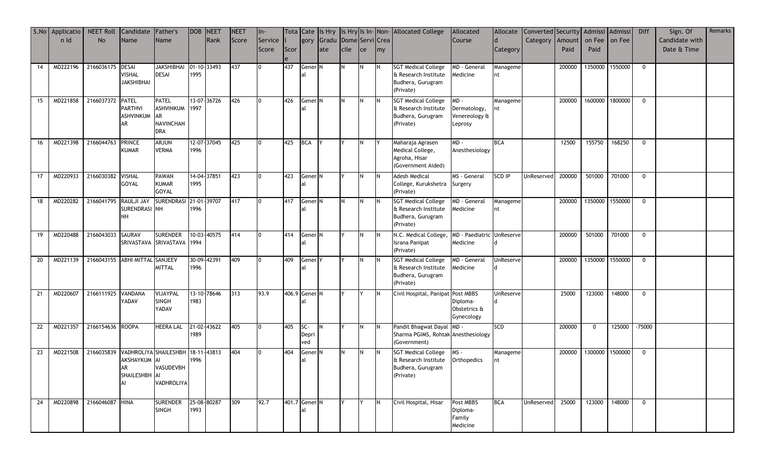| S.No | Application Id | NEET Roll No | Candidate Name | Father's Name | DOB | NEET Rank | NEET Score | In-Service Score | Total Score | Category | Is Hry Graduate | Is Hry Domecile | Is In-Service | Non-Creamy | Allocated College | Allocated Course | Allocated Category | Converted Category | Security Amount Paid | Admission Fee Paid | Admission Fee | Diff | Sign. Of Candidate with Date & Time | Remarks |
|---|---|---|---|---|---|---|---|---|---|---|---|---|---|---|---|---|---|---|---|---|---|---|---|---|
| 14 | MD222196 | 2166036175 | DESAI VISHAL JAKSHIBHAI | JAKSHIBHAI DESAI | 01-10-1995 | 33493 | 437 | 0 | 437 | General | N | N | N | N | SGT Medical College & Research Institute Budhera, Gurugram (Private) | MD - General Medicine | Management | | 200000 | 1350000 | 1550000 | 0 | | |
| 15 | MD221858 | 2166037372 | PATEL PARTHVI ASHVINKUMAR | PATEL ASHVINKUMAR NAVINCHANDRA | 13-07-1997 | 36726 | 426 | 0 | 426 | General | N | N | N | N | SGT Medical College & Research Institute Budhera, Gurugram (Private) | MD - Dermatology, Venereology & Leprosy | Management | | 200000 | 1600000 | 1800000 | 0 | | |
| 16 | MD221398 | 2166044763 | PRINCE KUMAR | ARJUN VERMA | 12-07-1996 | 37045 | 425 | 0 | 425 | BCA | Y | Y | N | Y | Maharaja Agrasen Medical College, Agroha, Hisar (Government Aided) | MD - Anesthesiology | BCA | | 12500 | 155750 | 168250 | 0 | | |
| 17 | MD220933 | 2166030382 | VISHAL GOYAL | PAWAN KUMAR GOYAL | 14-04-1995 | 37851 | 423 | 0 | 423 | General | N | Y | N | N | Adesh Medical College, Kurukshetra (Private) | MS - General Surgery | SCD IP | UnReserved | 200000 | 501000 | 701000 | 0 | | |
| 18 | MD220282 | 2166041795 | RAULJI JAY SURENDRASINH | SURENDRASINH | 21-01-1996 | 39707 | 417 | 0 | 417 | General | N | N | N | N | SGT Medical College & Research Institute Budhera, Gurugram (Private) | MD - General Medicine | Management | | 200000 | 1350000 | 1550000 | 0 | | |
| 19 | MD220488 | 2166043033 | SAURAV SRIVASTAVA | SURENDER SRIVASTAVA | 10-03-1994 | 40575 | 414 | 0 | 414 | General | N | Y | N | N | N.C. Medical College, Israna Panipat (Private) | MD - Paediatric Medicine | UnReserved | | 200000 | 501000 | 701000 | 0 | | |
| 20 | MD221139 | 2166043155 | ABHI MITTAL | SANJEEV MITTAL | 30-09-1996 | 42391 | 409 | 0 | 409 | General | Y | Y | N | N | SGT Medical College & Research Institute Budhera, Gurugram (Private) | MD - General Medicine | UnReserved | | 200000 | 1350000 | 1550000 | 0 | | |
| 21 | MD220607 | 2166111925 | VANDANA YADAV | VIJAYPAL SINGH YADAV | 13-10-1983 | 78646 | 313 | 93.9 | 406.9 | General | N | Y | Y | N | Civil Hospital, Panipat | Post MBBS Diploma-Obstetrics & Gynecology | UnReserved | | 25000 | 123000 | 148000 | 0 | | |
| 22 | MD221357 | 2166154636 | ROOPA | HEERA LAL | 21-02-1989 | 43622 | 405 | 0 | 405 | SC-Deprived | N | Y | N | N | Pandit Bhagwat Dayal Sharma PGIMS, Rohtak (Government) | MD - Anesthesiology | SCD | | 200000 | 0 | 125000 | -75000 | | |
| 23 | MD221508 | 2166035839 | VADHROLIYA AKSHAYKUMAR SHAILESHBHAI | SHAILESHBHAI VASUDEVBHAI VADHROLIYA | 18-11-1996 | 43813 | 404 | 0 | 404 | General | N | N | N | N | SGT Medical College & Research Institute Budhera, Gurugram (Private) | MS - Orthopedics | Management | | 200000 | 1300000 | 1500000 | 0 | | |
| 24 | MD220898 | 2166046087 | HINA | SURENDER SINGH | 25-08-1993 | 80287 | 309 | 92.7 | 401.7 | General | N | Y | Y | N | Civil Hospital, Hisar | Post MBBS Diploma-Family Medicine | BCA | UnReserved | 25000 | 123000 | 148000 | 0 | | |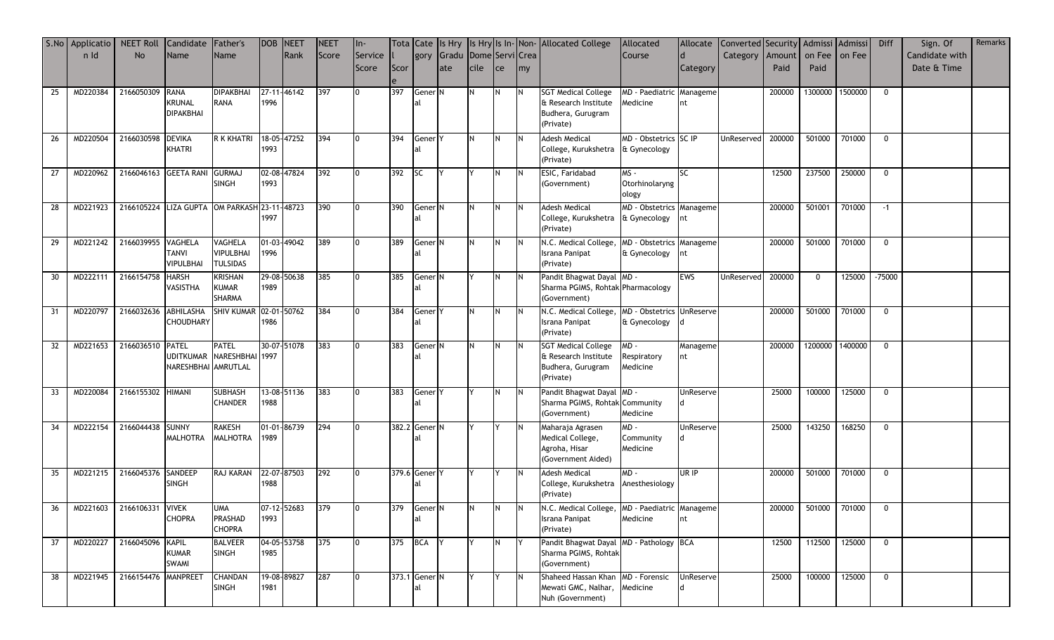| S.No | Application Id | NEET Roll No | Candidate Name | Father's Name | DOB | NEET Rank | NEET Score | In-Service Score | Total Score | Category | Is Hry Graduate | Is Hry Domicile | Is In-Service | Non-Creamy | Allocated College | Allocated Course | Allocated Category | Converted Category | Security Amount Paid | Admission Fee Paid | Admission Fee | Diff | Sign. Of Candidate with Date & Time | Remarks |
|---|---|---|---|---|---|---|---|---|---|---|---|---|---|---|---|---|---|---|---|---|---|---|---|---|
| 25 | MD220384 | 2166050309 | RANA KRUNAL DIPAKBHAI | DIPAKBHAI RANA | 27-11-1996 | 46142 | 397 | 0 | 397 | General | N | N | N | N | SGT Medical College & Research Institute Budhera, Gurugram (Private) | MD - Paediatric Medicine | Management | | 200000 | 1300000 | 1500000 | 0 | | |
| 26 | MD220504 | 2166030598 | DEVIKA KHATRI | R K KHATRI | 18-05-1993 | 47252 | 394 | 0 | 394 | General | Y | N | N | N | Adesh Medical College, Kurukshetra (Private) | MD - Obstetrics & Gynecology | SC IP | UnReserved | 200000 | 501000 | 701000 | 0 | | |
| 27 | MD220962 | 2166046163 | GEETA RANI | GURMAJ SINGH | 02-08-1993 | 47824 | 392 | 0 | 392 | SC | Y | Y | N | N | ESIC, Faridabad (Government) | MS - Otorhinolaryngology | SC | | 12500 | 237500 | 250000 | 0 | | |
| 28 | MD221923 | 2166105224 | LIZA GUPTA | OM PARKASH | 23-11-1997 | 48723 | 390 | 0 | 390 | General | N | N | N | N | Adesh Medical College, Kurukshetra (Private) | MD - Obstetrics & Gynecology | Management | | 200000 | 501001 | 701000 | -1 | | |
| 29 | MD221242 | 2166039955 | VAGHELA TANVI VIPULBHAI | VAGHELA VIPULBHAI TULSIDAS | 01-03-1996 | 49042 | 389 | 0 | 389 | General | N | N | N | N | N.C. Medical College, Israna Panipat (Private) | MD - Obstetrics & Gynecology | Management | | 200000 | 501000 | 701000 | 0 | | |
| 30 | MD222111 | 2166154758 | HARSH VASISTHA | KRISHAN KUMAR SHARMA | 29-08-1989 | 50638 | 385 | 0 | 385 | General | N | Y | N | N | Pandit Bhagwat Dayal Sharma PGIMS, Rohtak (Government) | MD - Pharmacology | EWS | UnReserved | 200000 | 0 | 125000 | -75000 | | |
| 31 | MD220797 | 2166032636 | ABHILASHA CHOUDHARY | SHIV KUMAR | 02-01-1986 | 50762 | 384 | 0 | 384 | General | Y | N | N | N | N.C. Medical College, Israna Panipat (Private) | MD - Obstetrics & Gynecology | UnReserved | | 200000 | 501000 | 701000 | 0 | | |
| 32 | MD221653 | 2166036510 | PATEL UDITKUMAR NARESHBHAI | PATEL NARESHBHAI AMRUTLAL | 30-07-1997 | 51078 | 383 | 0 | 383 | General | N | N | N | N | SGT Medical College & Research Institute Budhera, Gurugram (Private) | MD - Respiratory Medicine | Management | | 200000 | 1200000 | 1400000 | 0 | | |
| 33 | MD220084 | 2166155302 | HIMANI | SUBHASH CHANDER | 13-08-1988 | 51136 | 383 | 0 | 383 | General | Y | Y | N | N | Pandit Bhagwat Dayal Sharma PGIMS, Rohtak (Government) | MD - Community Medicine | UnReserved | | 25000 | 100000 | 125000 | 0 | | |
| 34 | MD222154 | 2166044438 | SUNNY MALHOTRA | RAKESH MALHOTRA | 01-01-1989 | 86739 | 294 | 0 | 382.2 | General | N | Y | Y | N | Maharaja Agrasen Medical College, Agroha, Hisar (Government Aided) | MD - Community Medicine | UnReserved | | 25000 | 143250 | 168250 | 0 | | |
| 35 | MD221215 | 2166045376 | SANDEEP SINGH | RAJ KARAN | 22-07-1988 | 87503 | 292 | 0 | 379.6 | General | Y | Y | Y | N | Adesh Medical College, Kurukshetra (Private) | MD - Anesthesiology | UR IP | | 200000 | 501000 | 701000 | 0 | | |
| 36 | MD221603 | 2166106331 | VIVEK CHOPRA | UMA PRASHAD CHOPRA | 07-12-1993 | 52683 | 379 | 0 | 379 | General | N | N | N | N | N.C. Medical College, Israna Panipat (Private) | MD - Paediatric Medicine | Management | | 200000 | 501000 | 701000 | 0 | | |
| 37 | MD220227 | 2166045096 | KAPIL KUMAR SWAMI | BALVEER SINGH | 04-05-1985 | 53758 | 375 | 0 | 375 | BCA | Y | Y | N | Y | Pandit Bhagwat Dayal Sharma PGIMS, Rohtak (Government) | MD - Pathology | BCA | | 12500 | 112500 | 125000 | 0 | | |
| 38 | MD221945 | 2166154476 | MANPREET | CHANDAN SINGH | 19-08-1981 | 89827 | 287 | 0 | 373.1 | General | N | Y | Y | N | Shaheed Hassan Khan Mewati GMC, Nalhar, Nuh (Government) | MD - Forensic Medicine | UnReserved | | 25000 | 100000 | 125000 | 0 | | |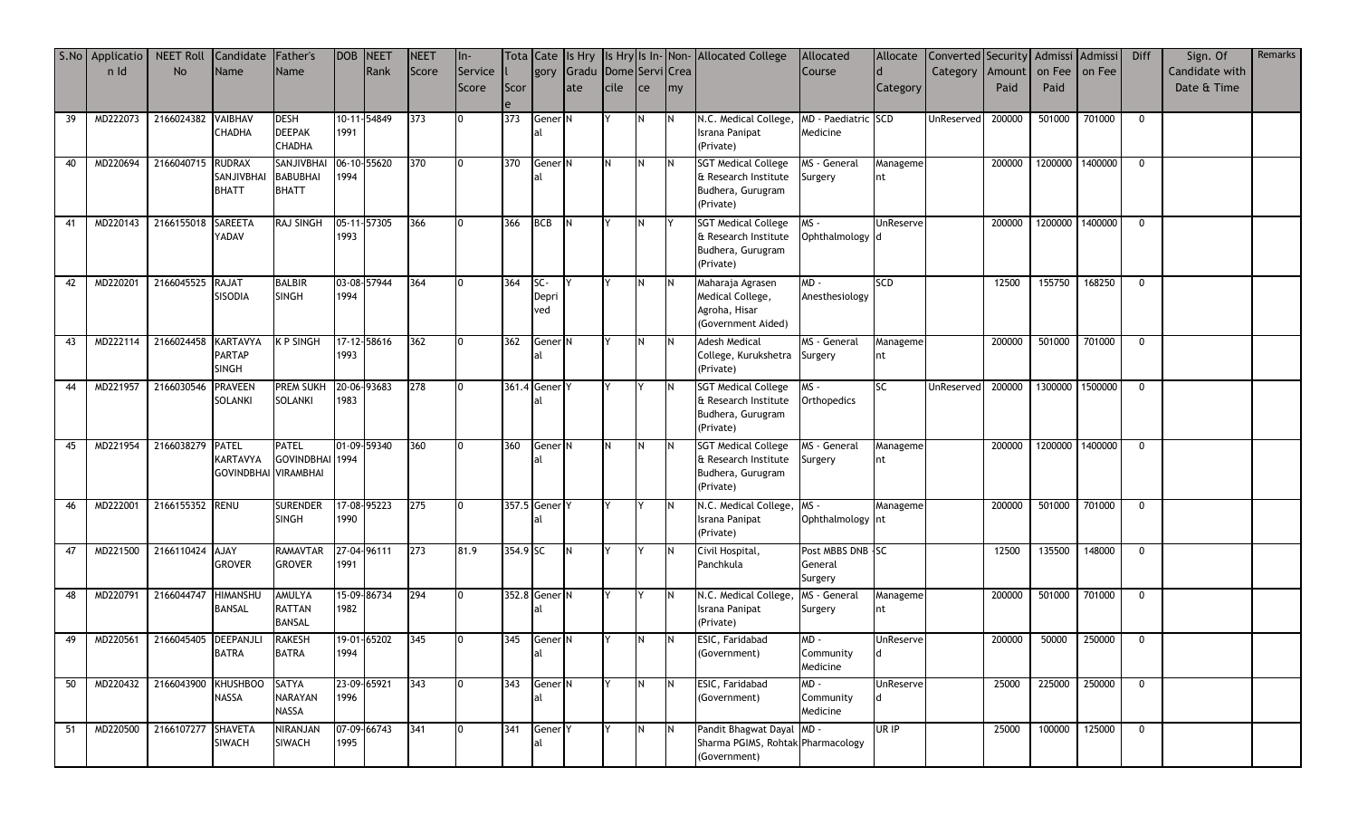| S.No | Application Id | NEET Roll No | Candidate Name | Father's Name | DOB | NEET Rank | NEET Score | In-Service Score | Total Score | Category | Is Hry Graduate | Is Hry Domecile | Is In-Service | Non-Creamy | Allocated College | Allocated Course | Allocated Category | Converted Category | Security Amount Paid | Admission Fee Paid | Admission Fee | Diff | Sign. Of Candidate with Date & Time | Remarks |
|---|---|---|---|---|---|---|---|---|---|---|---|---|---|---|---|---|---|---|---|---|---|---|---|---|
| 39 | MD222073 | 2166024382 | VAIBHAV CHADHA | DESH DEEPAK CHADHA | 10-11-1991 | 54849 | 373 | 0 | 373 | General | N | Y | N | N | N.C. Medical College, Israna Panipat (Private) | MD - Paediatric Medicine | SCD | UnReserved | 200000 | 501000 | 701000 | 0 | | |
| 40 | MD220694 | 2166040715 | RUDRAX SANJIVBHAI BHATT | SANJIVBHAI BABUBHAI BHATT | 06-10-1994 | 55620 | 370 | 0 | 370 | General | N | N | N | N | SGT Medical College & Research Institute Budhera, Gurugram (Private) | MS - General Surgery | Management | | 200000 | 1200000 | 1400000 | 0 | | |
| 41 | MD220143 | 2166155018 | SAREETA YADAV | RAJ SINGH | 05-11-1993 | 57305 | 366 | 0 | 366 | BCB | N | Y | N | Y | SGT Medical College & Research Institute Budhera, Gurugram (Private) | MS - Ophthalmology | UnReserved | | 200000 | 1200000 | 1400000 | 0 | | |
| 42 | MD220201 | 2166045525 | RAJAT SISODIA | BALBIR SINGH | 03-08-1994 | 57944 | 364 | 0 | 364 | SC-Deprived | Y | Y | N | N | Maharaja Agrasen Medical College, Agroha, Hisar (Government Aided) | MD - Anesthesiology | SCD | | 12500 | 155750 | 168250 | 0 | | |
| 43 | MD222114 | 2166024458 | KARTAVYA PARTAP SINGH | K P SINGH | 17-12-1993 | 58616 | 362 | 0 | 362 | General | N | Y | N | N | Adesh Medical College, Kurukshetra (Private) | MS - General Surgery | Management | | 200000 | 501000 | 701000 | 0 | | |
| 44 | MD221957 | 2166030546 | PRAVEEN SOLANKI | PREM SUKH SOLANKI | 20-06-1983 | 93683 | 278 | 0 | 361.4 | General | Y | Y | Y | N | SGT Medical College & Research Institute Budhera, Gurugram (Private) | MS - Orthopedics | SC | UnReserved | 200000 | 1300000 | 1500000 | 0 | | |
| 45 | MD221954 | 2166038279 | PATEL KARTAVYA GOVINDBHAI | PATEL GOVINDBHAI VIRAMBHAI | 01-09-1994 | 59340 | 360 | 0 | 360 | General | N | N | N | N | SGT Medical College & Research Institute Budhera, Gurugram (Private) | MS - General Surgery | Management | | 200000 | 1200000 | 1400000 | 0 | | |
| 46 | MD222001 | 2166155352 | RENU | SURENDER SINGH | 17-08-1990 | 95223 | 275 | 0 | 357.5 | General | Y | Y | Y | N | N.C. Medical College, Israna Panipat (Private) | MS - Ophthalmology | Management | | 200000 | 501000 | 701000 | 0 | | |
| 47 | MD221500 | 2166110424 | AJAY GROVER | RAMAVTAR GROVER | 27-04-1991 | 96111 | 273 | 81.9 | 354.9 | SC | N | Y | Y | N | Civil Hospital, Panchkula | Post MBBS DNB - General Surgery | SC | | 12500 | 135500 | 148000 | 0 | | |
| 48 | MD220791 | 2166044747 | HIMANSHU BANSAL | AMULYA RATTAN BANSAL | 15-09-1982 | 86734 | 294 | 0 | 352.8 | General | N | Y | Y | N | N.C. Medical College, Israna Panipat (Private) | MS - General Surgery | Management | | 200000 | 501000 | 701000 | 0 | | |
| 49 | MD220561 | 2166045405 | DEEPANJLI BATRA | RAKESH BATRA | 19-01-1994 | 65202 | 345 | 0 | 345 | General | N | Y | N | N | ESIC, Faridabad (Government) | MD - Community Medicine | UnReserved | | 200000 | 50000 | 250000 | 0 | | |
| 50 | MD220432 | 2166043900 | KHUSHBOO NASSA | SATYA NARAYAN NASSA | 23-09-1996 | 65921 | 343 | 0 | 343 | General | N | Y | N | N | ESIC, Faridabad (Government) | MD - Community Medicine | UnReserved | | 25000 | 225000 | 250000 | 0 | | |
| 51 | MD220500 | 2166107277 | SHAVETA SIWACH | NIRANJAN SIWACH | 07-09-1995 | 66743 | 341 | 0 | 341 | General | Y | Y | N | N | Pandit Bhagwat Dayal Sharma PGIMS, Rohtak (Government) | MD - Pharmacology | UR IP | | 25000 | 100000 | 125000 | 0 | | |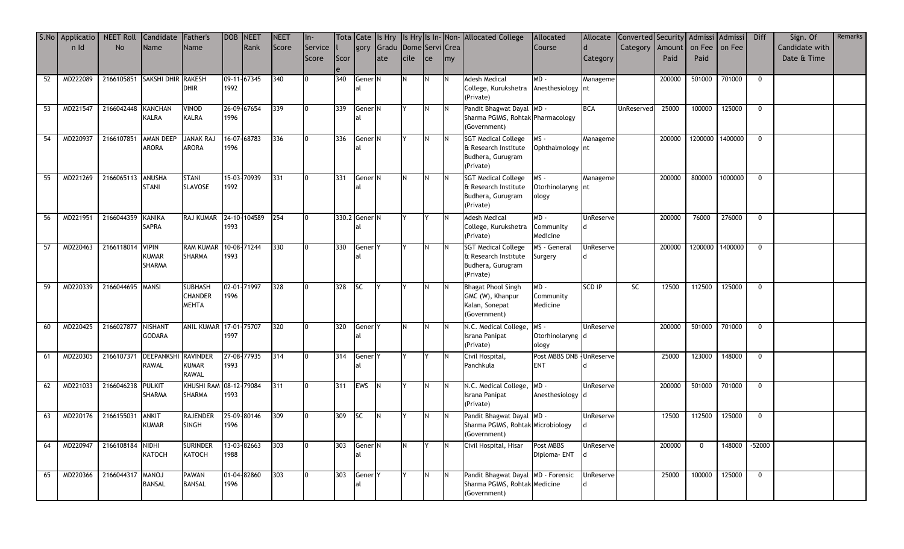| S.No | Application Id | NEET Roll No | Candidate Name | Father's Name | DOB | NEET Rank | NEET Score | In-Service Score | Total Score | Category | Is Hry Graduate | Is Hry Domecile | Is In-Service | Non-Creamy | Allocated College | Allocated Course | Allocated Category | Converted Category | Security Amount Paid | Admission Fee Paid | Admission Fee | Diff | Sign. Of Candidate with Date & Time | Remarks |
|---|---|---|---|---|---|---|---|---|---|---|---|---|---|---|---|---|---|---|---|---|---|---|---|---|
| 52 | MD222089 | 2166105851 | SAKSHI DHIR | RAKESH DHIR | 09-11-1992 | 67345 | 340 | 0 | 340 | General | N | N | N | N | Adesh Medical College, Kurukshetra (Private) | MD - Anesthesiology | Management | | 200000 | 501000 | 701000 | 0 | | |
| 53 | MD221547 | 2166042448 | KANCHAN KALRA | VINOD KALRA | 26-09-1996 | 67654 | 339 | 0 | 339 | General | N | Y | N | N | Pandit Bhagwat Dayal Sharma PGIMS, Rohtak (Government) | MD - Pharmacology | BCA | UnReserved | 25000 | 100000 | 125000 | 0 | | |
| 54 | MD220937 | 2166107851 | AMAN DEEP ARORA | JANAK RAJ ARORA | 16-07-1996 | 68783 | 336 | 0 | 336 | General | N | Y | N | N | SGT Medical College & Research Institute Budhera, Gurugram (Private) | MS - Ophthalmology | Management | | 200000 | 1200000 | 1400000 | 0 | | |
| 55 | MD221269 | 2166065113 | ANUSHA STANI | STANI SLAVOSE | 15-03-1992 | 70939 | 331 | 0 | 331 | General | N | N | N | N | SGT Medical College & Research Institute Budhera, Gurugram (Private) | MS - Otorhinolaryngology | Management | | 200000 | 800000 | 1000000 | 0 | | |
| 56 | MD221951 | 2166044359 | KANIKA SAPRA | RAJ KUMAR | 24-10-1993 | 104589 | 254 | 0 | 330.2 | General | N | Y | Y | N | Adesh Medical College, Kurukshetra (Private) | MD - Community Medicine | UnReserved | | 200000 | 76000 | 276000 | 0 | | |
| 57 | MD220463 | 2166118014 | VIPIN KUMAR SHARMA | RAM KUMAR SHARMA | 10-08-1993 | 71244 | 330 | 0 | 330 | General | Y | Y | N | N | SGT Medical College & Research Institute Budhera, Gurugram (Private) | MS - General Surgery | UnReserved | | 200000 | 1200000 | 1400000 | 0 | | |
| 59 | MD220339 | 2166044695 | MANSI | SUBHASH CHANDER MEHTA | 02-01-1996 | 71997 | 328 | 0 | 328 | SC | Y | Y | N | N | Bhagat Phool Singh GMC (W), Khanpur Kalan, Sonepat (Government) | MD - Community Medicine | SCD IP | SC | 12500 | 112500 | 125000 | 0 | | |
| 60 | MD220425 | 2166027877 | NISHANT GODARA | ANIL KUMAR | 17-01-1997 | 75707 | 320 | 0 | 320 | General | Y | N | N | N | N.C. Medical College, Israna Panipat (Private) | MS - Otorhinolaryngology | UnReserved | | 200000 | 501000 | 701000 | 0 | | |
| 61 | MD220305 | 2166107371 | DEEPANKSHI RAWAL | RAVINDER KUMAR RAWAL | 27-08-1993 | 77935 | 314 | 0 | 314 | General | Y | Y | Y | N | Civil Hospital, Panchkula | Post MBBS DNB - ENT | UnReserved | | 25000 | 123000 | 148000 | 0 | | |
| 62 | MD221033 | 2166046238 | PULKIT SHARMA | KHUSHI RAM SHARMA | 08-12-1993 | 79084 | 311 | 0 | 311 | EWS | N | Y | N | N | N.C. Medical College, Israna Panipat (Private) | MD - Anesthesiology | UnReserved | | 200000 | 501000 | 701000 | 0 | | |
| 63 | MD220176 | 2166155031 | ANKIT KUMAR | RAJENDER SINGH | 25-09-1996 | 80146 | 309 | 0 | 309 | SC | N | Y | N | N | Pandit Bhagwat Dayal Sharma PGIMS, Rohtak (Government) | MD - Microbiology | UnReserved | | 12500 | 112500 | 125000 | 0 | | |
| 64 | MD220947 | 2166108184 | NIDHI KATOCH | SURINDER KATOCH | 13-03-1988 | 82663 | 303 | 0 | 303 | General | N | N | Y | N | Civil Hospital, Hisar | Post MBBS Diploma- ENT | UnReserved | | 200000 | 0 | 148000 | -52000 | | |
| 65 | MD220366 | 2166044317 | MANOJ BANSAL | PAWAN BANSAL | 01-04-1996 | 82860 | 303 | 0 | 303 | General | Y | Y | N | N | Pandit Bhagwat Dayal Sharma PGIMS, Rohtak (Government) | MD - Forensic Medicine | UnReserved | | 25000 | 100000 | 125000 | 0 | | |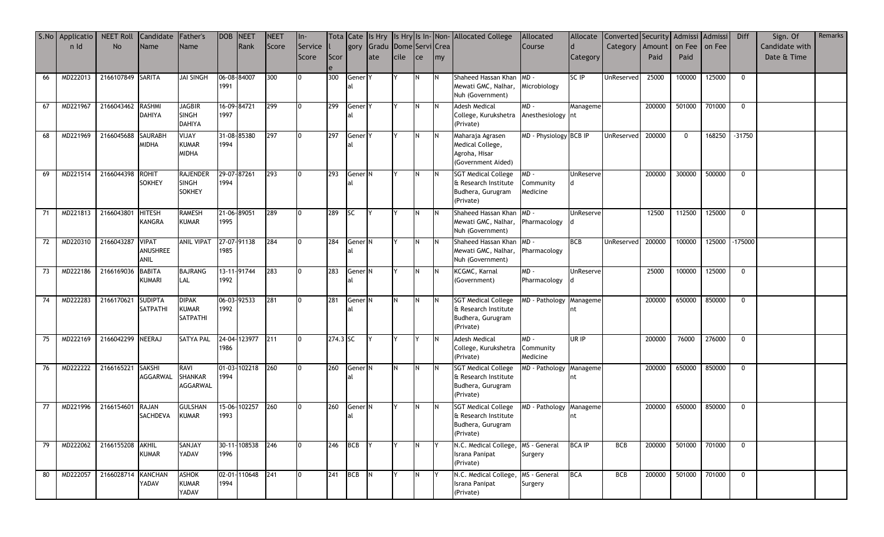| S.No | Application Id | NEET Roll No | Candidate Name | Father's Name | DOB | NEET Rank | NEET Score | In-Service Score | Total Score | Category | Is Hry Graduate | Is Hry Domecile | Is In-Service | Non-Creamy | Allocated College | Allocated Course | Allocated Category | Converted Category | Security Amount Paid | Admission Fee Paid | Admission on Fee | Diff | Sign. Of Candidate with Date & Time | Remarks |
|---|---|---|---|---|---|---|---|---|---|---|---|---|---|---|---|---|---|---|---|---|---|---|---|---|
| 66 | MD222013 | 2166107849 | SARITA | JAI SINGH | 06-08-1991 | 84007 | 300 | 0 | 300 | General | Y | Y | N | N | Shaheed Hassan Khan Mewati GMC, Nalhar, Nuh (Government) | MD - Microbiology | SC IP | UnReserved | 25000 | 100000 | 125000 | 0 | | |
| 67 | MD221967 | 2166043462 | RASHMI DAHIYA | JAGBIR SINGH DAHIYA | 16-09-1997 | 84721 | 299 | 0 | 299 | General | Y | Y | N | N | Adesh Medical College, Kurukshetra (Private) | MD - Anesthesiology | Management | | 200000 | 501000 | 701000 | 0 | | |
| 68 | MD221969 | 2166045688 | SAURABH MIDHA | VIJAY KUMAR MIDHA | 31-08-1994 | 85380 | 297 | 0 | 297 | General | Y | Y | N | N | Maharaja Agrasen Medical College, Agroha, Hisar (Government Aided) | MD - Physiology | BCB IP | UnReserved | 200000 | 0 | 168250 | -31750 | | |
| 69 | MD221514 | 2166044398 | ROHIT SOKHEY | RAJENDER SINGH SOKHEY | 29-07-1994 | 87261 | 293 | 0 | 293 | General | N | Y | N | N | SGT Medical College & Research Institute Budhera, Gurugram (Private) | MD - Community Medicine | UnReserved | | 200000 | 300000 | 500000 | 0 | | |
| 71 | MD221813 | 2166043801 | HITESH KANGRA | RAMESH KUMAR | 21-06-1995 | 89051 | 289 | 0 | 289 | SC | Y | Y | N | N | Shaheed Hassan Khan Mewati GMC, Nalhar, Nuh (Government) | MD - Pharmacology | UnReserved | | 12500 | 112500 | 125000 | 0 | | |
| 72 | MD220310 | 2166043287 | VIPAT ANUSHREE ANIL | ANIL VIPAT | 27-07-1985 | 91138 | 284 | 0 | 284 | General | N | Y | N | N | Shaheed Hassan Khan Mewati GMC, Nalhar, Nuh (Government) | MD - Pharmacology | BCB | UnReserved | 200000 | 100000 | 125000 | -175000 | | |
| 73 | MD222186 | 2166169036 | BABITA KUMARI | BAJRANG LAL | 13-11-1992 | 91744 | 283 | 0 | 283 | General | N | Y | N | N | KCGMC, Karnal (Government) | MD - Pharmacology | UnReserved | | 25000 | 100000 | 125000 | 0 | | |
| 74 | MD222283 | 2166170621 | SUDIPTA SATPATHI | DIPAK KUMAR SATPATHI | 06-03-1992 | 92533 | 281 | 0 | 281 | General | N | N | N | N | SGT Medical College & Research Institute Budhera, Gurugram (Private) | MD - Pathology | Management | | 200000 | 650000 | 850000 | 0 | | |
| 75 | MD222169 | 2166042299 | NEERAJ | SATYA PAL | 24-04-1986 | 123977 | 211 | 0 | 274.3 | SC | Y | Y | Y | N | Adesh Medical College, Kurukshetra (Private) | MD - Community Medicine | UR IP | | 200000 | 76000 | 276000 | 0 | | |
| 76 | MD222222 | 2166165221 | SAKSHI AGGARWAL | RAVI SHANKAR AGGARWAL | 01-03-1994 | 102218 | 260 | 0 | 260 | General | N | N | N | N | SGT Medical College & Research Institute Budhera, Gurugram (Private) | MD - Pathology | Management | | 200000 | 650000 | 850000 | 0 | | |
| 77 | MD221996 | 2166154601 | RAJAN SACHDEVA | GULSHAN KUMAR | 15-06-1993 | 102257 | 260 | 0 | 260 | General | N | Y | N | N | SGT Medical College & Research Institute Budhera, Gurugram (Private) | MD - Pathology | Management | | 200000 | 650000 | 850000 | 0 | | |
| 79 | MD222062 | 2166155208 | AKHIL KUMAR | SANJAY YADAV | 30-11-1996 | 108538 | 246 | 0 | 246 | BCB | Y | Y | N | Y | N.C. Medical College, Israna Panipat (Private) | MS - General Surgery | BCA IP | BCB | 200000 | 501000 | 701000 | 0 | | |
| 80 | MD222057 | 2166028714 | KANCHAN YADAV | ASHOK KUMAR YADAV | 02-01-1994 | 110648 | 241 | 0 | 241 | BCB | N | Y | N | Y | N.C. Medical College, Israna Panipat (Private) | MS - General Surgery | BCA | BCB | 200000 | 501000 | 701000 | 0 | | |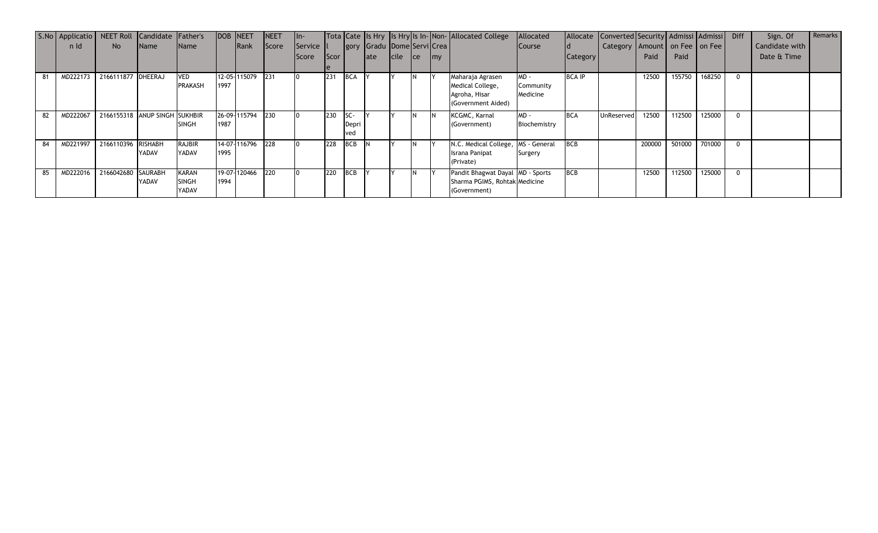| S.No | Application Id | NEET Roll No | Candidate Name | Father's Name | DOB | NEET Rank | NEET Score | In-Service Score | Total Score | Category | Is Hry Graduate | Is Hry Domecile | Is In-Service | Non-Creamy | Allocated College | Allocated Course | Allocated Category | Converted Category | Security Amount Paid | Admission Fee Paid | Admission Fee | Diff | Sign. Of Candidate with Date & Time | Remarks |
|---|---|---|---|---|---|---|---|---|---|---|---|---|---|---|---|---|---|---|---|---|---|---|---|---|
| 81 | MD222173 | 2166111877 | DHEERAJ | VED PRAKASH | 12-05-1997 | 115079 | 231 | 0 | 231 | BCA | Y | Y | N | Y | Maharaja Agrasen Medical College, Agroha, Hisar (Government Aided) | MD - Community Medicine | BCA IP | | 12500 | 155750 | 168250 | 0 | | |
| 82 | MD222067 | 2166155318 | ANUP SINGH | SUKHBIR SINGH | 26-09-1987 | 115794 | 230 | 0 | 230 | SC-Deprived | Y | Y | N | N | KCGMC, Karnal (Government) | MD - Biochemistry | BCA | UnReserved | 12500 | 112500 | 125000 | 0 | | |
| 84 | MD221997 | 2166110396 | RISHABH YADAV | RAJBIR YADAV | 14-07-1995 | 116796 | 228 | 0 | 228 | BCB | N | Y | N | Y | N.C. Medical College, Israna Panipat (Private) | MS - General Surgery | BCB | | 200000 | 501000 | 701000 | 0 | | |
| 85 | MD222016 | 2166042680 | SAURABH YADAV | KARAN SINGH YADAV | 19-07-1994 | 120466 | 220 | 0 | 220 | BCB | Y | Y | N | Y | Pandit Bhagwat Dayal Sharma PGIMS, Rohtak (Government) | MD - Sports Medicine | BCB | | 12500 | 112500 | 125000 | 0 | | |